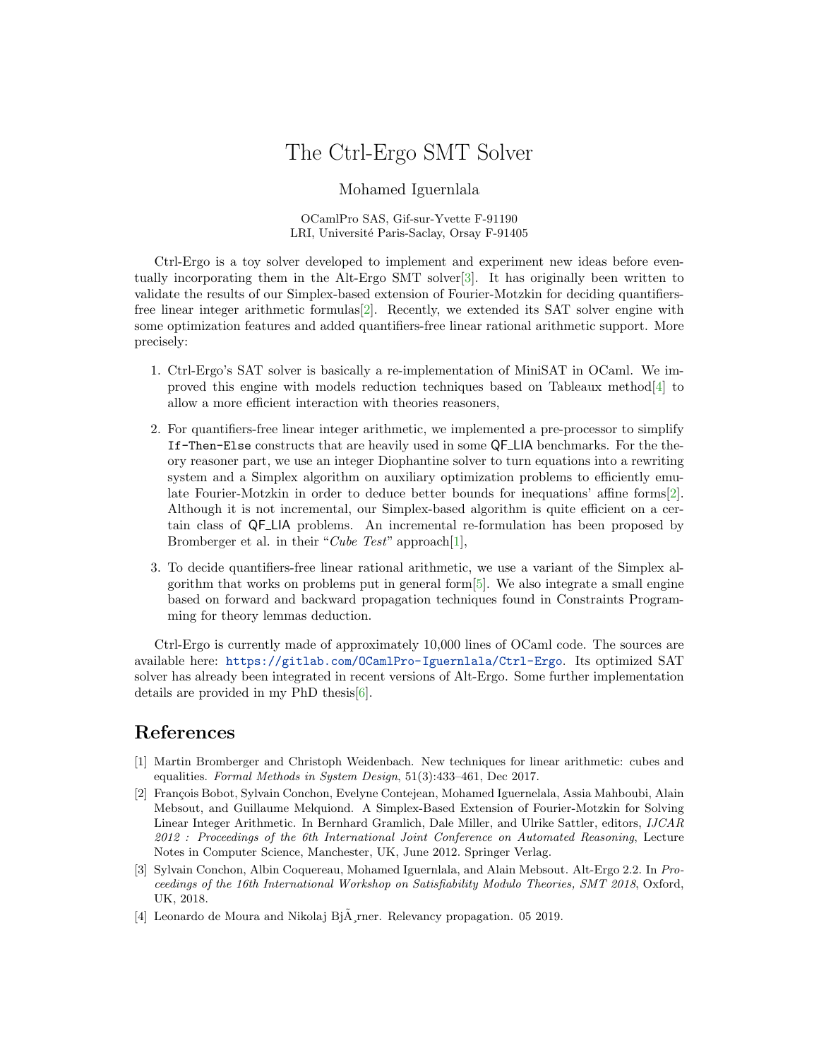# The Ctrl-Ergo SMT Solver

Mohamed Iguernlala

OCamlPro SAS, Gif-sur-Yvette F-91190
LRI, Université Paris-Saclay, Orsay F-91405

Ctrl-Ergo is a toy solver developed to implement and experiment new ideas before eventually incorporating them in the Alt-Ergo SMT solver[3]. It has originally been written to validate the results of our Simplex-based extension of Fourier-Motzkin for deciding quantifiers-free linear integer arithmetic formulas[2]. Recently, we extended its SAT solver engine with some optimization features and added quantifiers-free linear rational arithmetic support. More precisely:

1. Ctrl-Ergo's SAT solver is basically a re-implementation of MiniSAT in OCaml. We improved this engine with models reduction techniques based on Tableaux method[4] to allow a more efficient interaction with theories reasoners,

2. For quantifiers-free linear integer arithmetic, we implemented a pre-processor to simplify `If-Then-Else` constructs that are heavily used in some QF_LIA benchmarks. For the theory reasoner part, we use an integer Diophantine solver to turn equations into a rewriting system and a Simplex algorithm on auxiliary optimization problems to efficiently emulate Fourier-Motzkin in order to deduce better bounds for inequations' affine forms[2]. Although it is not incremental, our Simplex-based algorithm is quite efficient on a certain class of QF_LIA problems. An incremental re-formulation has been proposed by Bromberger et al. in their "*Cube Test*" approach[1],

3. To decide quantifiers-free linear rational arithmetic, we use a variant of the Simplex algorithm that works on problems put in general form[5]. We also integrate a small engine based on forward and backward propagation techniques found in Constraints Programming for theory lemmas deduction.

Ctrl-Ergo is currently made of approximately 10,000 lines of OCaml code. The sources are available here: https://gitlab.com/OCamlPro-Iguernlala/Ctrl-Ergo. Its optimized SAT solver has already been integrated in recent versions of Alt-Ergo. Some further implementation details are provided in my PhD thesis[6].

## References

[1] Martin Bromberger and Christoph Weidenbach. New techniques for linear arithmetic: cubes and equalities. *Formal Methods in System Design*, 51(3):433–461, Dec 2017.

[2] François Bobot, Sylvain Conchon, Evelyne Contejean, Mohamed Iguernelala, Assia Mahboubi, Alain Mebsout, and Guillaume Melquiond. A Simplex-Based Extension of Fourier-Motzkin for Solving Linear Integer Arithmetic. In Bernhard Gramlich, Dale Miller, and Ulrike Sattler, editors, *IJCAR 2012 : Proceedings of the 6th International Joint Conference on Automated Reasoning*, Lecture Notes in Computer Science, Manchester, UK, June 2012. Springer Verlag.

[3] Sylvain Conchon, Albin Coquereau, Mohamed Iguernlala, and Alain Mebsout. Alt-Ergo 2.2. In *Proceedings of the 16th International Workshop on Satisfiability Modulo Theories, SMT 2018*, Oxford, UK, 2018.

[4] Leonardo de Moura and Nikolaj BjÃ¸rner. Relevancy propagation. 05 2019.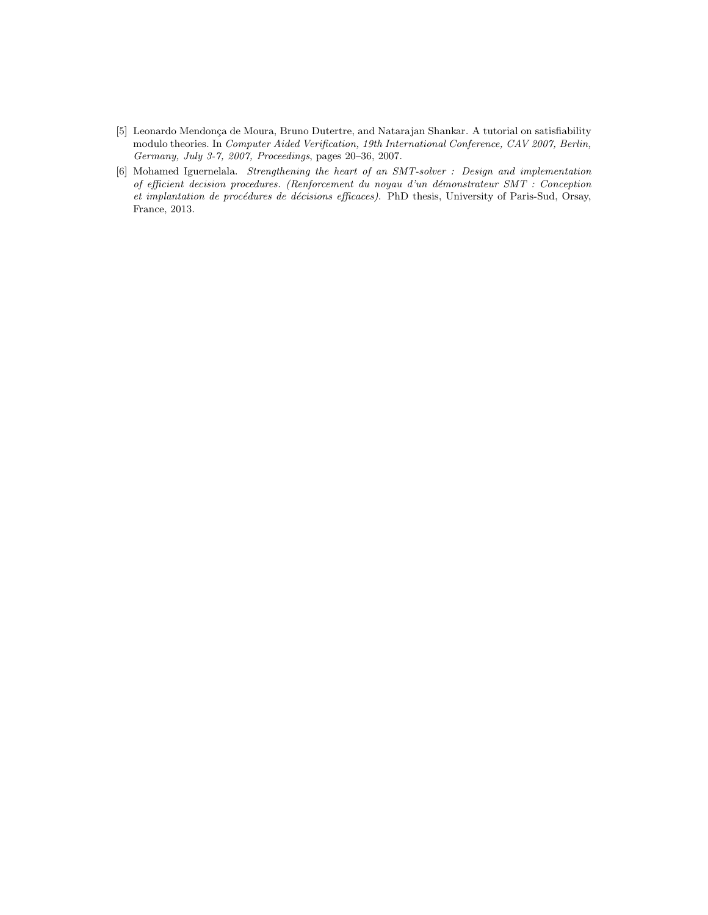[5] Leonardo Mendonça de Moura, Bruno Dutertre, and Natarajan Shankar. A tutorial on satisfiability modulo theories. In *Computer Aided Verification, 19th International Conference, CAV 2007, Berlin, Germany, July 3-7, 2007, Proceedings*, pages 20–36, 2007.

[6] Mohamed Iguernelala. *Strengthening the heart of an SMT-solver : Design and implementation of efficient decision procedures. (Renforcement du noyau d'un démonstrateur SMT : Conception et implantation de procédures de décisions efficaces)*. PhD thesis, University of Paris-Sud, Orsay, France, 2013.